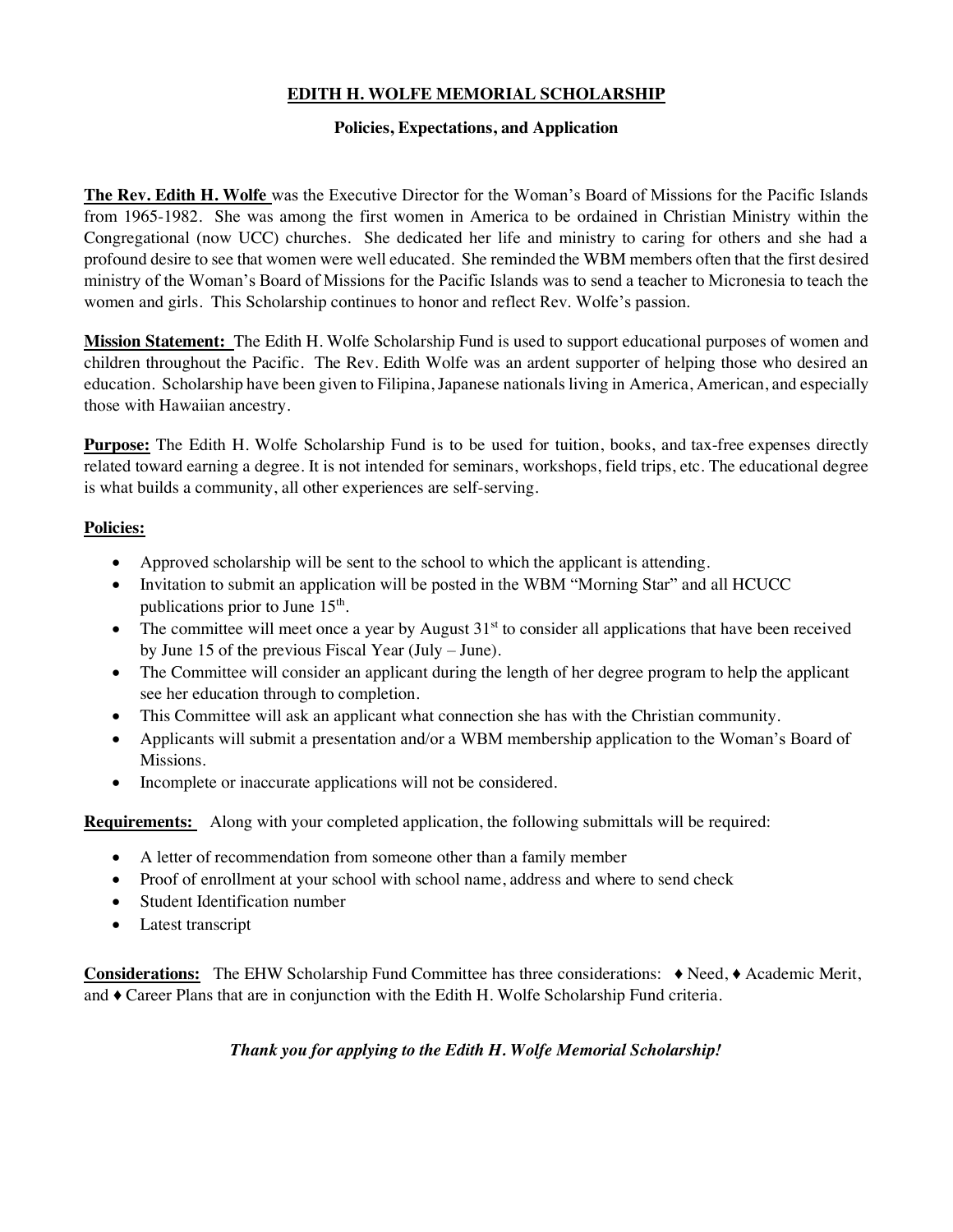# EDITH H. WOLFE MEMORIAL SCHOLARSHIP

## Policies, Expectations, and Application

**The Rev. Edith H. Wolfe** was the Executive Director for the Woman's Board of Missions for the Pacific Islands from 1965-1982. She was among the first women in America to be ordained in Christian Ministry within the Congregational (now UCC) churches. She dedicated her life and ministry to caring for others and she had a profound desire to see that women were well educated. She reminded the WBM members often that the first desired ministry of the Woman's Board of Missions for the Pacific Islands was to send a teacher to Micronesia to teach the women and girls. This Scholarship continues to honor and reflect Rev. Wolfe's passion.

**Mission Statement:** The Edith H. Wolfe Scholarship Fund is used to support educational purposes of women and children throughout the Pacific. The Rev. Edith Wolfe was an ardent supporter of helping those who desired an education. Scholarship have been given to Filipina, Japanese nationals living in America, American, and especially those with Hawaiian ancestry.

**Purpose:** The Edith H. Wolfe Scholarship Fund is to be used for tuition, books, and tax-free expenses directly related toward earning a degree. It is not intended for seminars, workshops, field trips, etc. The educational degree is what builds a community, all other experiences are self-serving.

**Policies:**

- Approved scholarship will be sent to the school to which the applicant is attending.
- Invitation to submit an application will be posted in the WBM "Morning Star" and all HCUCC publications prior to June 15th.
- The committee will meet once a year by August 31st to consider all applications that have been received by June 15 of the previous Fiscal Year (July – June).
- The Committee will consider an applicant during the length of her degree program to help the applicant see her education through to completion.
- This Committee will ask an applicant what connection she has with the Christian community.
- Applicants will submit a presentation and/or a WBM membership application to the Woman's Board of Missions.
- Incomplete or inaccurate applications will not be considered.

**Requirements:** Along with your completed application, the following submittals will be required:

- A letter of recommendation from someone other than a family member
- Proof of enrollment at your school with school name, address and where to send check
- Student Identification number
- Latest transcript

**Considerations:** The EHW Scholarship Fund Committee has three considerations: ♦ Need, ♦ Academic Merit, and ♦ Career Plans that are in conjunction with the Edith H. Wolfe Scholarship Fund criteria.

***Thank you for applying to the Edith H. Wolfe Memorial Scholarship!***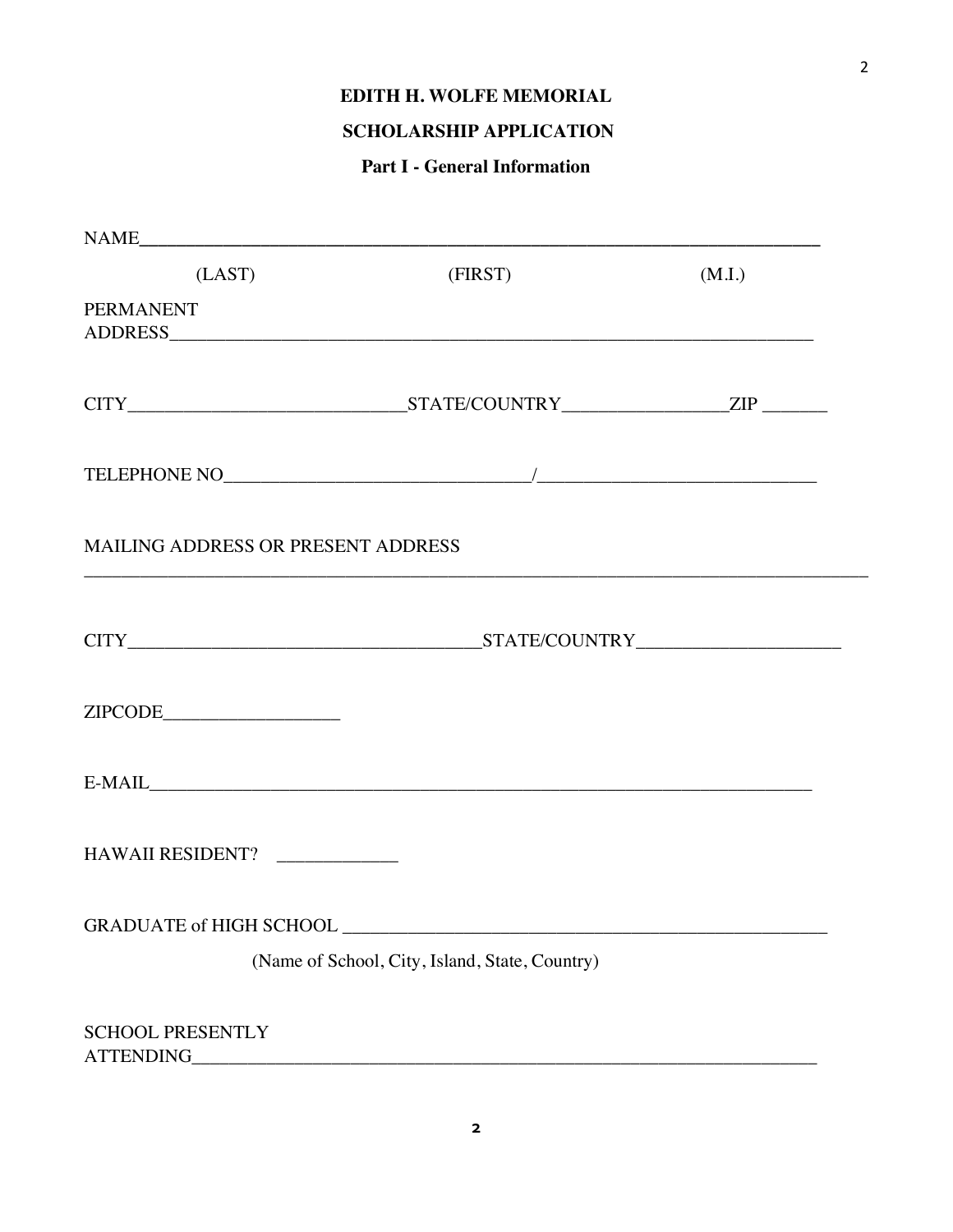**EDITH H. WOLFE MEMORIAL**

**SCHOLARSHIP APPLICATION**

**Part I - General Information**

NAME___________________________________________________________________________

(LAST) (FIRST) (M.I.)

PERMANENT
ADDRESS_________________________________________________________________________

CITY______________________________STATE/COUNTRY_________________ZIP _______

TELEPHONE NO_________________________________/_____________________________

MAILING ADDRESS OR PRESENT ADDRESS
________________________________________________________________________________

CITY______________________________________STATE/COUNTRY______________________

ZIPCODE___________________

E-MAIL__________________________________________________________________________

HAWAII RESIDENT? _____________

GRADUATE of HIGH SCHOOL ______________________________________________________

(Name of School, City, Island, State, Country)

SCHOOL PRESENTLY
ATTENDING_______________________________________________________________________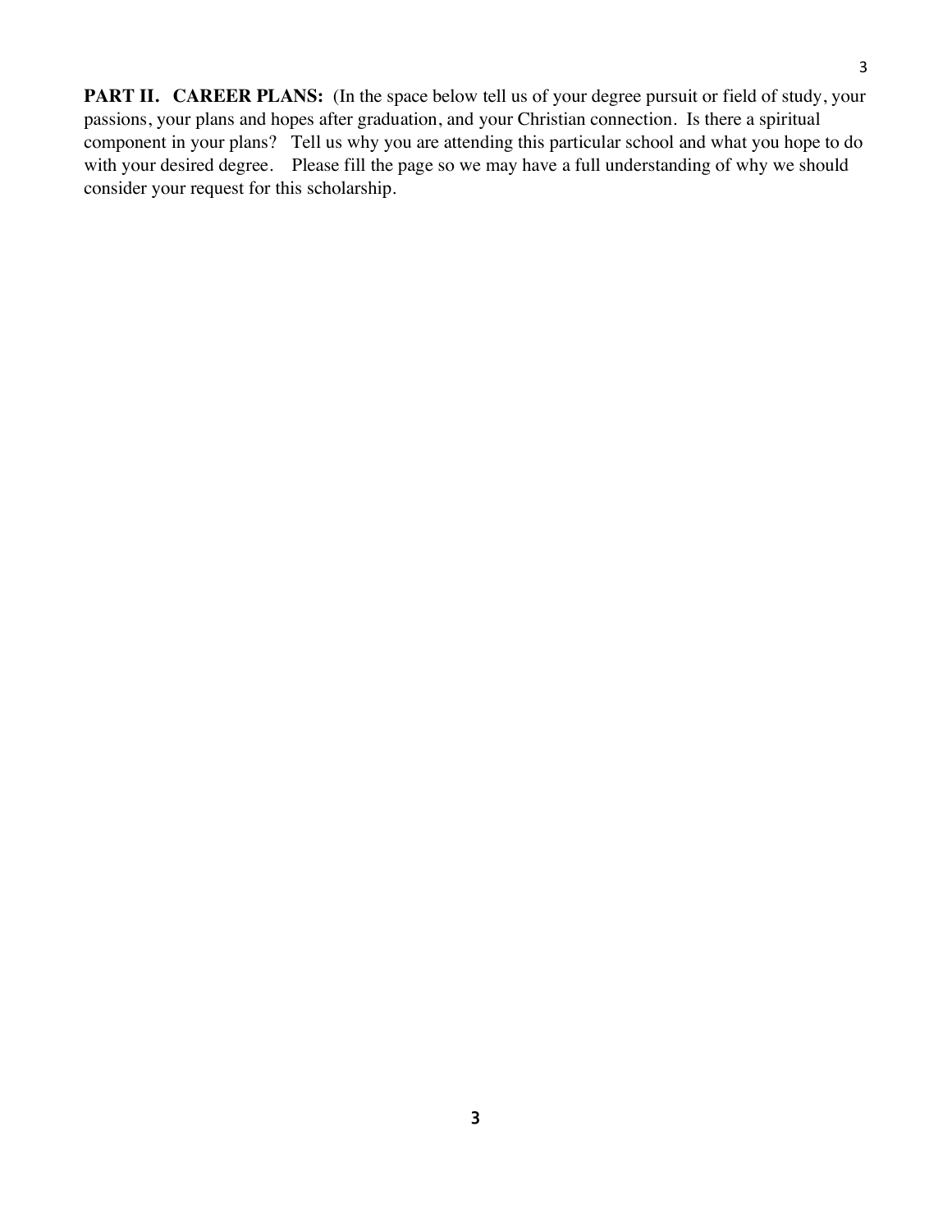**PART II. CAREER PLANS:** (In the space below tell us of your degree pursuit or field of study, your passions, your plans and hopes after graduation, and your Christian connection. Is there a spiritual component in your plans? Tell us why you are attending this particular school and what you hope to do with your desired degree. Please fill the page so we may have a full understanding of why we should consider your request for this scholarship.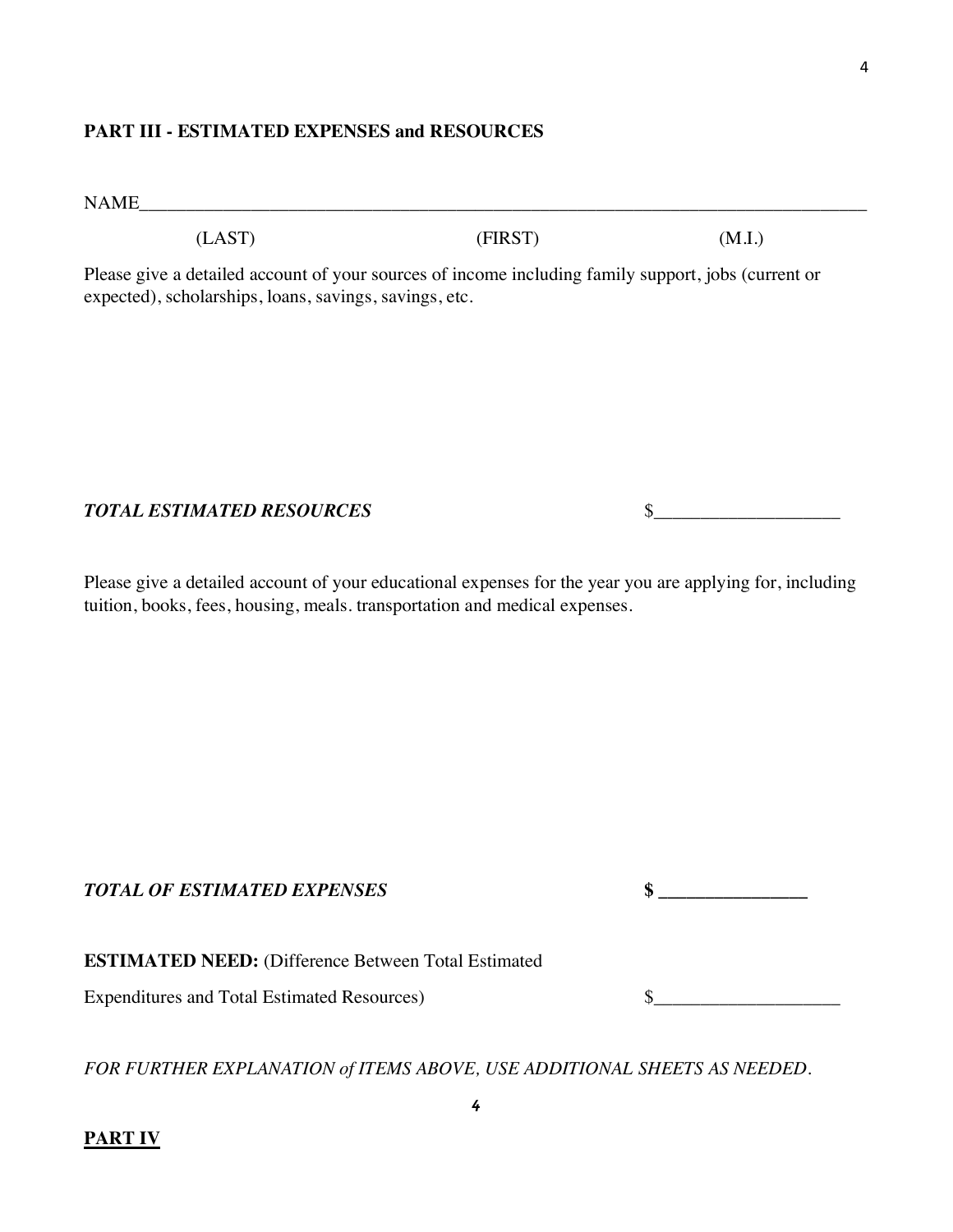**PART III - ESTIMATED EXPENSES and RESOURCES**

NAME_______________________________________________________________________________

(LAST) (FIRST) (M.I.)

Please give a detailed account of your sources of income including family support, jobs (current or expected), scholarships, loans, savings, savings, etc.

***TOTAL ESTIMATED RESOURCES*** $____________________

Please give a detailed account of your educational expenses for the year you are applying for, including tuition, books, fees, housing, meals. transportation and medical expenses.

***TOTAL OF ESTIMATED EXPENSES*** **$ ________________**

**ESTIMATED NEED:** (Difference Between Total Estimated Expenditures and Total Estimated Resources) $____________________

*FOR FURTHER EXPLANATION of ITEMS ABOVE, USE ADDITIONAL SHEETS AS NEEDED.*

**PART IV**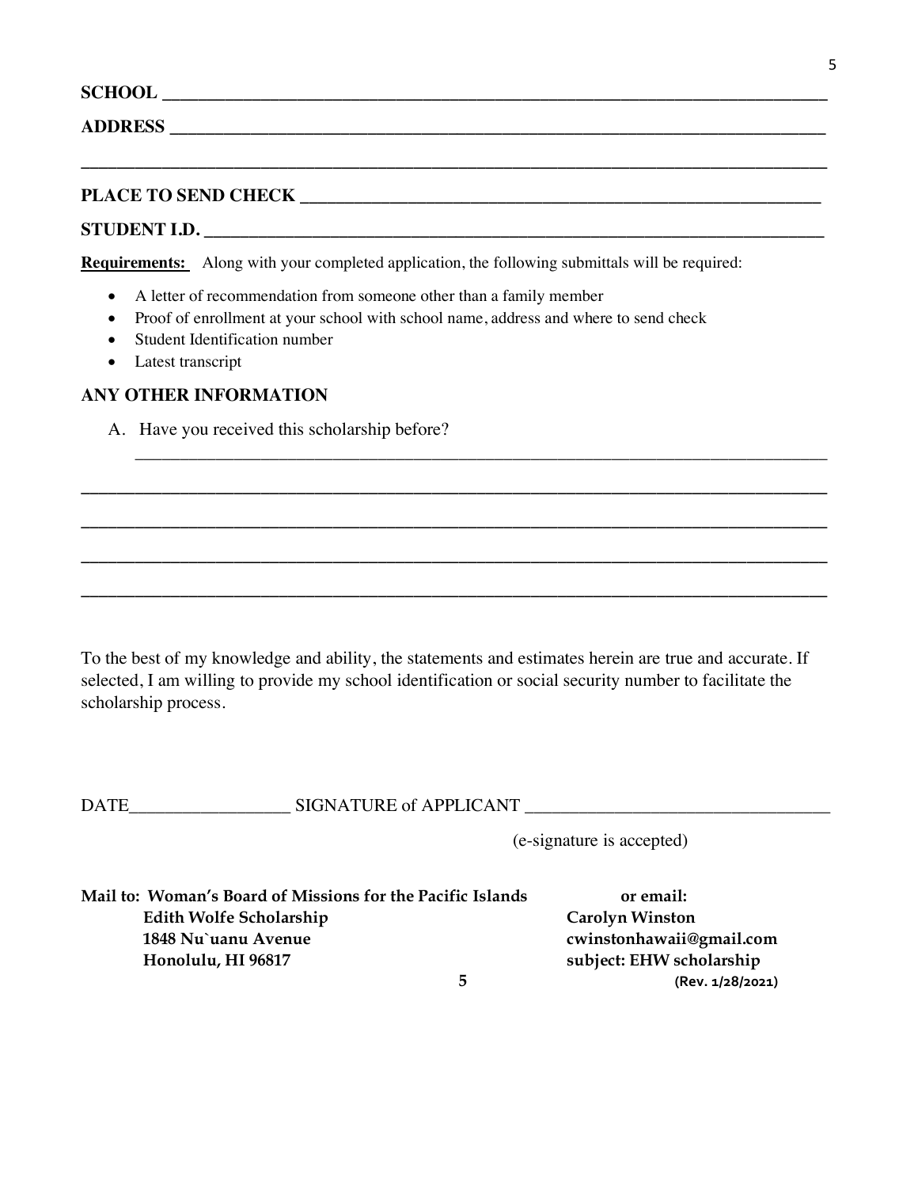**SCHOOL** ______________________________________________________________________

**ADDRESS** _____________________________________________________________________

_______________________________________________________________________________

**PLACE TO SEND CHECK** _______________________________________________________

**STUDENT I.D.** ________________________________________________________________

**Requirements:** Along with your completed application, the following submittals will be required:

- A letter of recommendation from someone other than a family member
- Proof of enrollment at your school with school name, address and where to send check
- Student Identification number
- Latest transcript

### ANY OTHER INFORMATION

A. Have you received this scholarship before?

_______________________________________________________________________________

_______________________________________________________________________________

_______________________________________________________________________________

_______________________________________________________________________________

_______________________________________________________________________________

To the best of my knowledge and ability, the statements and estimates herein are true and accurate. If selected, I am willing to provide my school identification or social security number to facilitate the scholarship process.

DATE__________________ SIGNATURE of APPLICANT _________________________________

(e-signature is accepted)

**Mail to: Woman's Board of Missions for the Pacific Islands**
**Edith Wolfe Scholarship**
**1848 Nu`uanu Avenue**
**Honolulu, HI 96817**

**or email:**
**Carolyn Winston**
**cwinstonhawaii@gmail.com**
**subject: EHW scholarship**

**(Rev. 1/28/2021)**